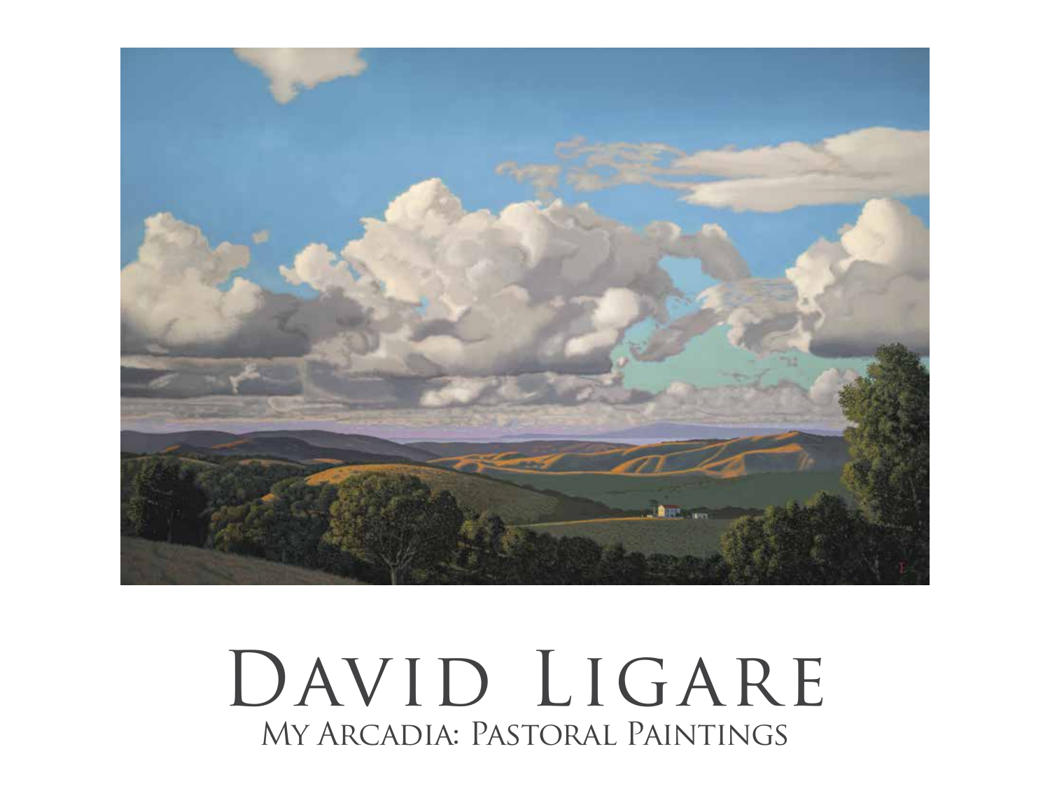# David Ligare

## My Arcadia: Pastoral Paintings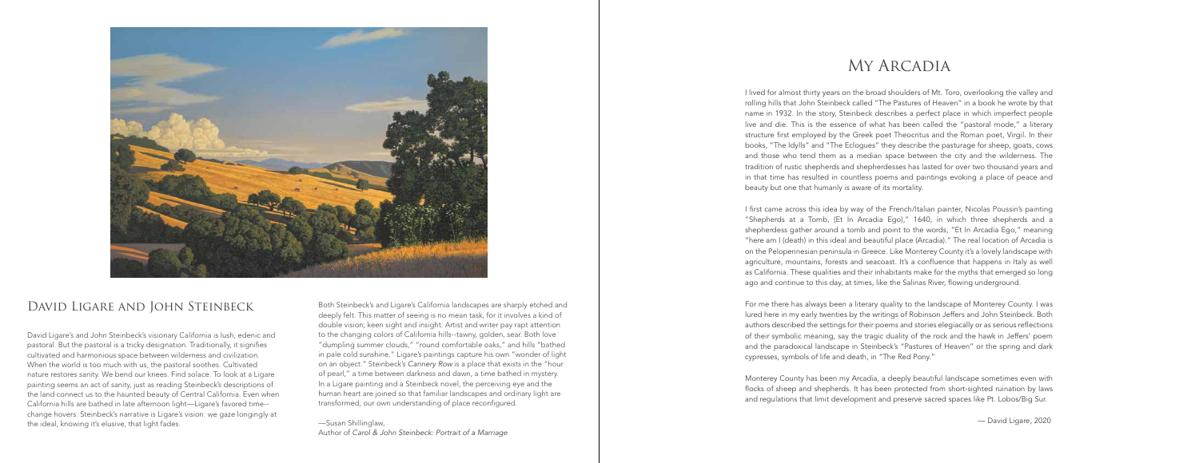## David Ligare and John Steinbeck

David Ligare's and John Steinbeck's visionary California is lush, edenic and pastoral. But the pastoral is a tricky designation. Traditionally, it signifies cultivated and harmonious space between wilderness and civilization. When the world is too much with us, the pastoral soothes. Cultivated nature restores sanity. We bend our knees. Find solace. To look at a Ligare painting seems an act of sanity, just as reading Steinbeck's descriptions of the land connect us to the haunted beauty of Central California. Even when California hills are bathed in late afternoon light—Ligare's favored time--change hovers. Steinbeck's narrative is Ligare's vision: we gaze longingly at the ideal, knowing it's elusive, that light fades.

Both Steinbeck's and Ligare's California landscapes are sharply etched and deeply felt. This matter of seeing is no mean task, for it involves a kind of double vision; keen sight and insight. Artist and writer pay rapt attention to the changing colors of California hills--tawny, golden, sear. Both love "dumpling summer clouds," "round comfortable oaks," and hills "bathed in pale cold sunshine." Ligare's paintings capture his own "wonder of light on an object." Steinbeck's *Cannery Row* is a place that exists in the "hour of pearl," a time between darkness and dawn, a time bathed in mystery. In a Ligare painting and a Steinbeck novel, the perceiving eye and the human heart are joined so that familiar landscapes and ordinary light are transformed, our own understanding of place reconfigured.

—Susan Shillinglaw,
Author of *Carol & John Steinbeck: Portrait of a Marriage*

## My Arcadia

I lived for almost thirty years on the broad shoulders of Mt. Toro, overlooking the valley and rolling hills that John Steinbeck called "The Pastures of Heaven" in a book he wrote by that name in 1932. In the story, Steinbeck describes a perfect place in which imperfect people live and die. This is the essence of what has been called the "pastoral mode," a literary structure first employed by the Greek poet Theocritus and the Roman poet, Virgil. In their books, "The Idylls" and "The Eclogues" they describe the pasturage for sheep, goats, cows and those who tend them as a median space between the city and the wilderness. The tradition of rustic shepherds and shepherdesses has lasted for over two thousand years and in that time has resulted in countless poems and paintings evoking a place of peace and beauty but one that humanly is aware of its mortality.

I first came across this idea by way of the French/Italian painter, Nicolas Poussin's painting "Shepherds at a Tomb, (Et In Arcadia Ego)," 1640, in which three shepherds and a shepherdess gather around a tomb and point to the words, "Et In Arcadia Ego," meaning "here am I (death) in this ideal and beautiful place (Arcadia)." The real location of Arcadia is on the Pelopennesian peninsula in Greece. Like Monterey County it's a lovely landscape with agriculture, mountains, forests and seacoast. It's a confluence that happens in Italy as well as California. These qualities and their inhabitants make for the myths that emerged so long ago and continue to this day, at times, like the Salinas River, flowing underground.

For me there has always been a literary quality to the landscape of Monterey County. I was lured here in my early twenties by the writings of Robinson Jeffers and John Steinbeck. Both authors described the settings for their poems and stories elegiacally or as serious reflections of their symbolic meaning, say the tragic duality of the rock and the hawk in Jeffers' poem and the paradoxical landscape in Steinbeck's "Pastures of Heaven" or the spring and dark cypresses, symbols of life and death, in "The Red Pony."

Monterey County has been my Arcadia, a deeply beautiful landscape sometimes even with flocks of sheep and shepherds. It has been protected from short-sighted ruination by laws and regulations that limit development and preserve sacred spaces like Pt. Lobos/Big Sur.

— David Ligare, 2020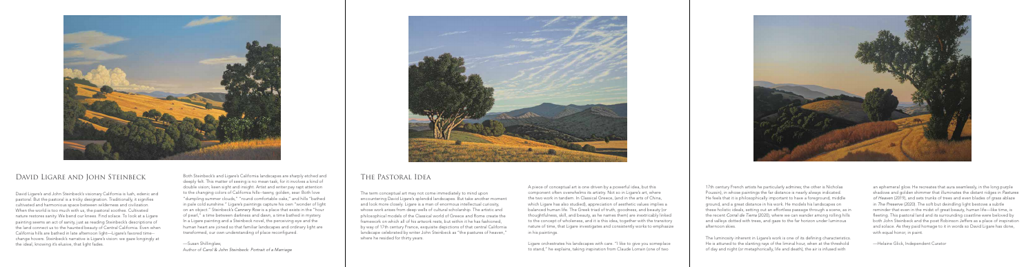## David Ligare and John Steinbeck

David Ligare's and John Steinbeck's visionary California is lush, edenic and pastoral. But the pastoral is a tricky designation. Traditionally, it signifies cultivated and harmonious space between wilderness and civilization. When the world is too much with us, the pastoral soothes. Cultivated nature restores sanity. We bend our knees. Find solace. To look at a Ligare painting seems an act of sanity, just as reading Steinbeck's descriptions of the land connect us to the haunted beauty of Central California. Even when California hills are bathed in late afternoon light—Ligare's favored time—change hovers. Steinbeck's narrative is Ligare's vision: we gaze longingly at the ideal, knowing it's elusive, that light fades.

Both Steinbeck's and Ligare's California landscapes are sharply etched and deeply felt. This matter of seeing is no mean task, for it involves a kind of double vision; keen sight and insight. Artist and writer pay rapt attention to the changing colors of California hills—tawny, golden, sear. Both love "dumpling summer clouds," "round comfortable oaks," and hills "bathed in pale cold sunshine." Ligare's paintings capture his own "wonder of light on an object." Steinbeck's *Cannery Row* is a place that exists in the "hour of pearl," a time between darkness and dawn, a time bathed in mystery. In a Ligare painting and a Steinbeck novel, the perceiving eye and the human heart are joined so that familiar landscapes and ordinary light are transformed, our own understanding of place reconfigured.

—Susan Shillinglaw,
*Author of Carol & John Steinbeck: Portrait of a Marriage*

## The Pastoral Idea

The term conceptual art may not come immediately to mind upon encountering David Ligare's splendid landscapes. But take another moment and look more closely. Ligare is a man of enormous intellectual curiosity, whose work arises from deep wells of cultural scholarship. The artistic and philosophical models of the Classical world of Greece and Rome create the framework on which all of his artwork rests, but within it he has fashioned, by way of 17th century France, exquisite depictions of that central California landscape celebrated by writer John Steinbeck as "the pastures of heaven," where he resided for thirty years.

A piece of conceptual art is one driven by a powerful idea, but this component often overwhelms its artistry. Not so in Ligare's art, where the two work in tandem. In Classical Greece, (and in the arts of China, which Ligare has also studied), appreciation of aesthetic values implies a balanced human life. The Greek triad of truth, goodness, and beauty (or thoughtfulness, skill, and beauty, as he names them) are inextricably linked to the concept of wholeness, and it is this idea, together with the transitory nature of time, that Ligare investigates and consistently works to emphasize in his paintings.

Ligare orchestrates his landscapes with care. "I like to give you someplace to stand," he explains, taking inspiration from Claude Lorrain (one of two 17th century French artists he particularly admires; the other is Nicholas Poussin), in whose paintings the far distance is nearly always indicated. He feels that it is philosophically important to have a foreground, middle ground, and a great distance in his work. He models his landscapes on these holistic ideals, setting out an effortless passage through a scene, as in the recent *Corral de Tierra* (2020), where we can wander among rolling hills and valleys dotted with trees, and gaze to the far horizon under luminous afternoon skies.

The luminosity inherent in Ligare's work is one of its defining characteristics. He is attuned to the slanting rays of the liminal hour, when at the threshold of day and night (or metaphorically, life and death), the air is infused with an ephemeral glow. He recreates that aura seamlessly, in the long purple shadows and golden shimmer that illuminates the distant ridges in *Pastures of Heaven* (2019), and sets trunks of trees and even blades of grass ablaze in *The Preserve* (2020). The soft but dwindling light bestows a subtle reminder that even in the midst of great beauty, human life—like time, is fleeting. This pastoral land and its surrounding coastline were beloved by both John Steinbeck and the poet Robinson Jeffers as a place of inspiration and solace. As they paid homage to it in words so David Ligare has done, with equal honor, in paint.

—Helaine Glick, Independent Curator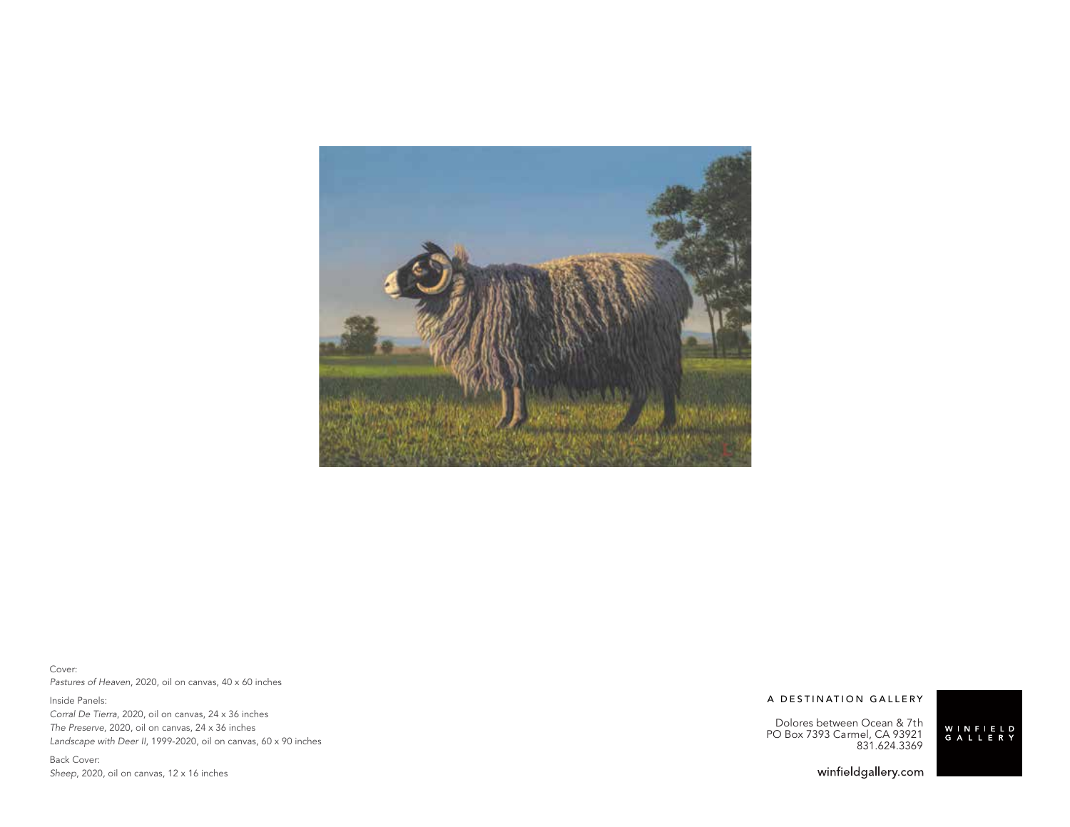Cover:
*Pastures of Heaven*, 2020, oil on canvas, 40 x 60 inches

Inside Panels:
*Corral De Tierra*, 2020, oil on canvas, 24 x 36 inches
*The Preserve*, 2020, oil on canvas, 24 x 36 inches
*Landscape with Deer II*, 1999-2020, oil on canvas, 60 x 90 inches

Back Cover:
*Sheep*, 2020, oil on canvas, 12 x 16 inches

A DESTINATION GALLERY

Dolores between Ocean & 7th
PO Box 7393 Carmel, CA 93921
831.624.3369

winfieldgallery.com

WINFIELD GALLERY